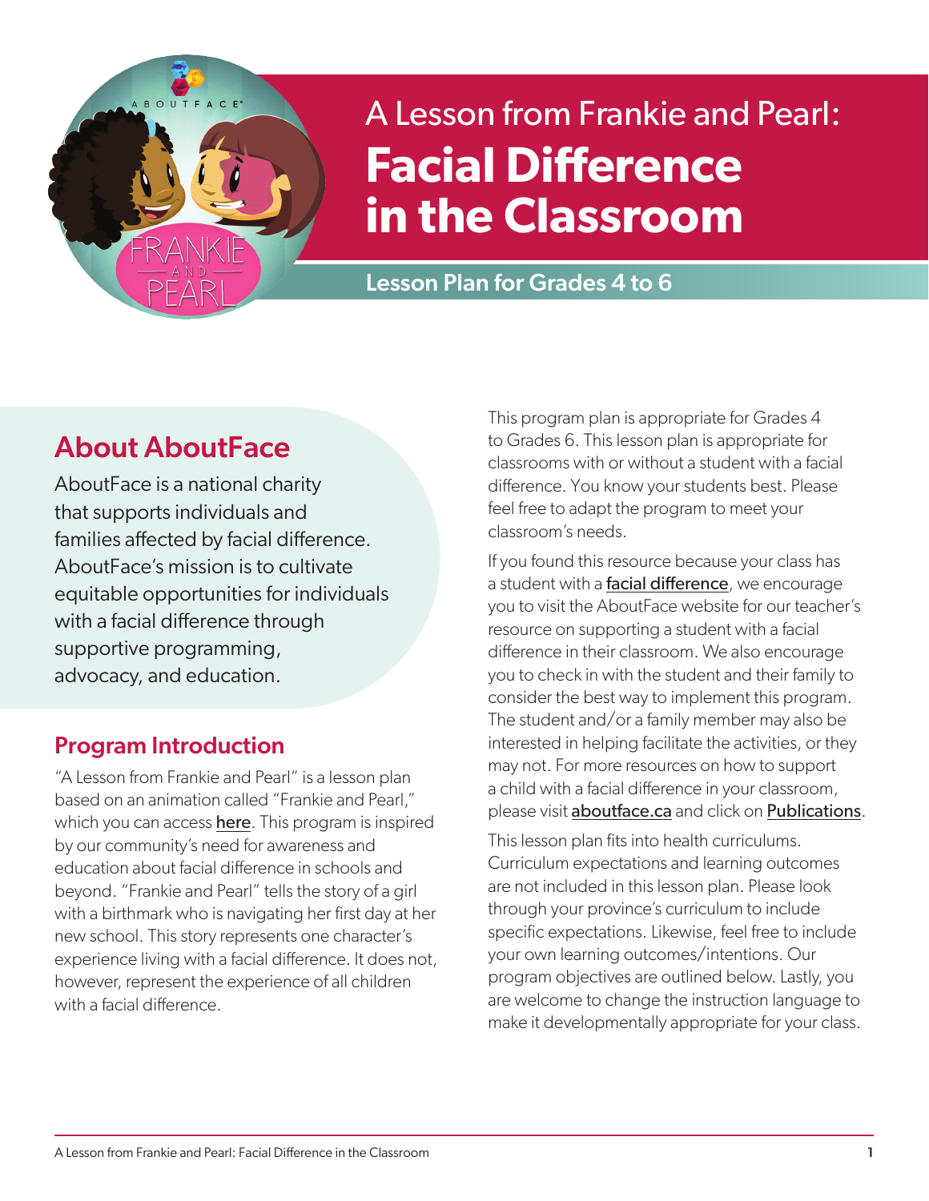# A Lesson from Frankie and Pearl: **Facial Difference in the Classroom**

**Lesson Plan for Grades 4 to 6**

## About AboutFace

AboutFace is a national charity that supports individuals and families affected by facial difference. AboutFace's mission is to cultivate equitable opportunities for individuals with a facial difference through supportive programming, advocacy, and education.

### Program Introduction

"A Lesson from Frankie and Pearl" is a lesson plan based on an animation called "Frankie and Pearl," which you can access here. This program is inspired by our community's need for awareness and education about facial difference in schools and beyond. "Frankie and Pearl" tells the story of a girl with a birthmark who is navigating her first day at her new school. This story represents one character's experience living with a facial difference. It does not, however, represent the experience of all children with a facial difference.

This program plan is appropriate for Grades 4 to Grades 6. This lesson plan is appropriate for classrooms with or without a student with a facial difference. You know your students best. Please feel free to adapt the program to meet your classroom's needs.

If you found this resource because your class has a student with a facial difference, we encourage you to visit the AboutFace website for our teacher's resource on supporting a student with a facial difference in their classroom. We also encourage you to check in with the student and their family to consider the best way to implement this program. The student and/or a family member may also be interested in helping facilitate the activities, or they may not. For more resources on how to support a child with a facial difference in your classroom, please visit aboutface.ca and click on Publications.

This lesson plan fits into health curriculums. Curriculum expectations and learning outcomes are not included in this lesson plan. Please look through your province's curriculum to include specific expectations. Likewise, feel free to include your own learning outcomes/intentions. Our program objectives are outlined below. Lastly, you are welcome to change the instruction language to make it developmentally appropriate for your class.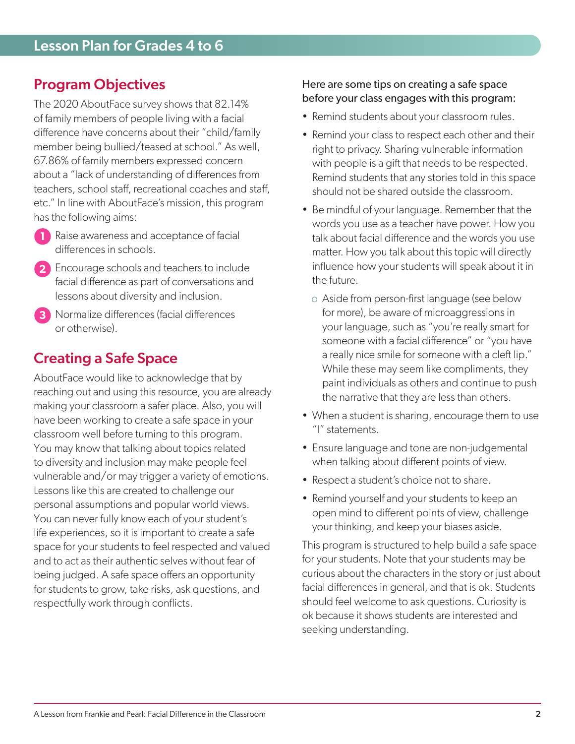## Lesson Plan for Grades 4 to 6

## Program Objectives

The 2020 AboutFace survey shows that 82.14% of family members of people living with a facial difference have concerns about their "child/family member being bullied/teased at school." As well, 67.86% of family members expressed concern about a "lack of understanding of differences from teachers, school staff, recreational coaches and staff, etc." In line with AboutFace's mission, this program has the following aims:

1. Raise awareness and acceptance of facial differences in schools.
2. Encourage schools and teachers to include facial difference as part of conversations and lessons about diversity and inclusion.
3. Normalize differences (facial differences or otherwise).

## Creating a Safe Space

AboutFace would like to acknowledge that by reaching out and using this resource, you are already making your classroom a safer place. Also, you will have been working to create a safe space in your classroom well before turning to this program. You may know that talking about topics related to diversity and inclusion may make people feel vulnerable and/or may trigger a variety of emotions. Lessons like this are created to challenge our personal assumptions and popular world views. You can never fully know each of your student's life experiences, so it is important to create a safe space for your students to feel respected and valued and to act as their authentic selves without fear of being judged. A safe space offers an opportunity for students to grow, take risks, ask questions, and respectfully work through conflicts.

Here are some tips on creating a safe space before your class engages with this program:

- Remind students about your classroom rules.
- Remind your class to respect each other and their right to privacy. Sharing vulnerable information with people is a gift that needs to be respected. Remind students that any stories told in this space should not be shared outside the classroom.
- Be mindful of your language. Remember that the words you use as a teacher have power. How you talk about facial difference and the words you use matter. How you talk about this topic will directly influence how your students will speak about it in the future.
  - Aside from person-first language (see below for more), be aware of microaggressions in your language, such as "you're really smart for someone with a facial difference" or "you have a really nice smile for someone with a cleft lip." While these may seem like compliments, they paint individuals as others and continue to push the narrative that they are less than others.
- When a student is sharing, encourage them to use "I" statements.
- Ensure language and tone are non-judgemental when talking about different points of view.
- Respect a student's choice not to share.
- Remind yourself and your students to keep an open mind to different points of view, challenge your thinking, and keep your biases aside.

This program is structured to help build a safe space for your students. Note that your students may be curious about the characters in the story or just about facial differences in general, and that is ok. Students should feel welcome to ask questions. Curiosity is ok because it shows students are interested and seeking understanding.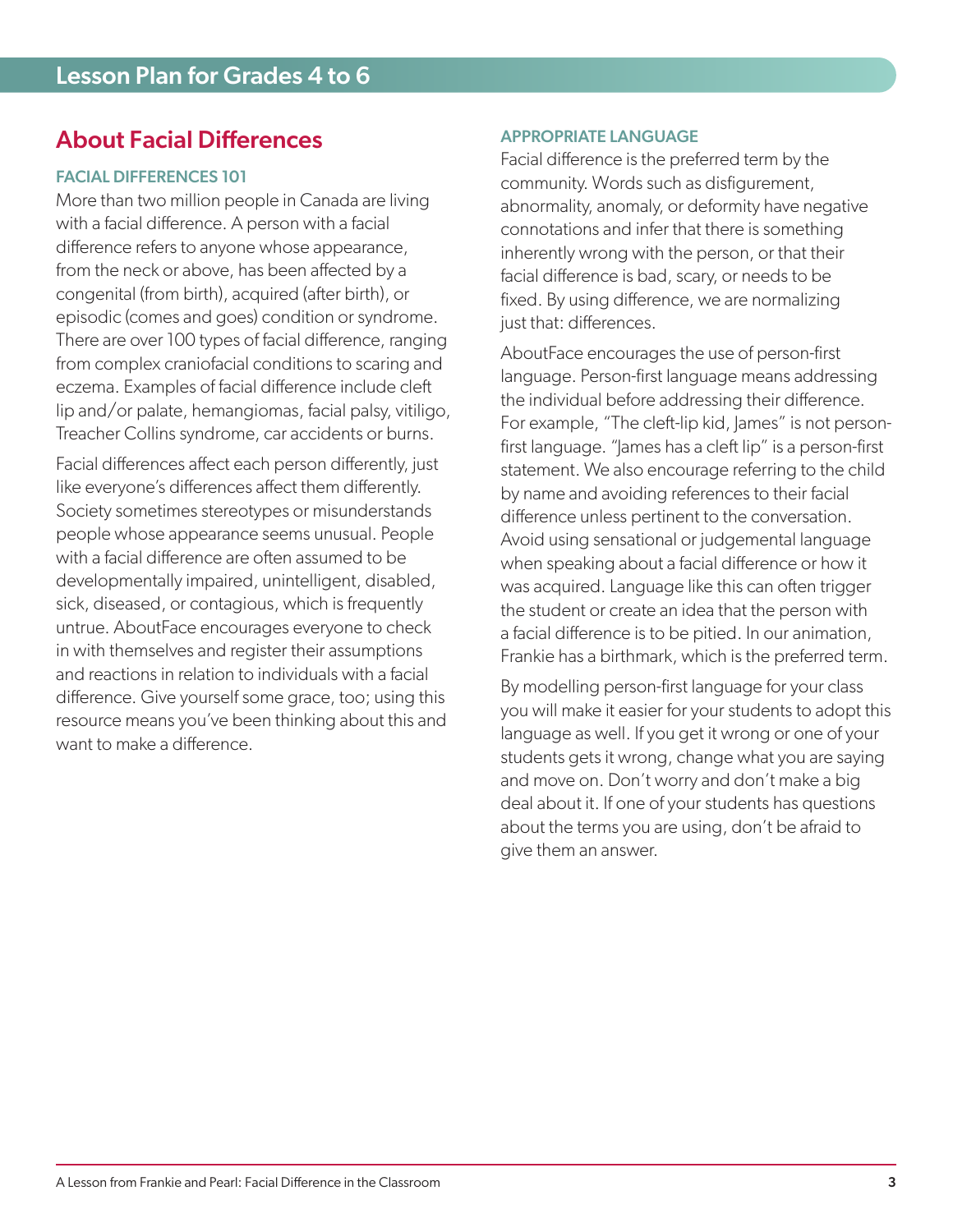## Lesson Plan for Grades 4 to 6

# About Facial Differences

### FACIAL DIFFERENCES 101

More than two million people in Canada are living with a facial difference. A person with a facial difference refers to anyone whose appearance, from the neck or above, has been affected by a congenital (from birth), acquired (after birth), or episodic (comes and goes) condition or syndrome. There are over 100 types of facial difference, ranging from complex craniofacial conditions to scaring and eczema. Examples of facial difference include cleft lip and/or palate, hemangiomas, facial palsy, vitiligo, Treacher Collins syndrome, car accidents or burns.

Facial differences affect each person differently, just like everyone's differences affect them differently. Society sometimes stereotypes or misunderstands people whose appearance seems unusual. People with a facial difference are often assumed to be developmentally impaired, unintelligent, disabled, sick, diseased, or contagious, which is frequently untrue. AboutFace encourages everyone to check in with themselves and register their assumptions and reactions in relation to individuals with a facial difference. Give yourself some grace, too; using this resource means you've been thinking about this and want to make a difference.

### APPROPRIATE LANGUAGE

Facial difference is the preferred term by the community. Words such as disfigurement, abnormality, anomaly, or deformity have negative connotations and infer that there is something inherently wrong with the person, or that their facial difference is bad, scary, or needs to be fixed. By using difference, we are normalizing just that: differences.

AboutFace encourages the use of person-first language. Person-first language means addressing the individual before addressing their difference. For example, "The cleft-lip kid, James" is not person-first language. "James has a cleft lip" is a person-first statement. We also encourage referring to the child by name and avoiding references to their facial difference unless pertinent to the conversation. Avoid using sensational or judgemental language when speaking about a facial difference or how it was acquired. Language like this can often trigger the student or create an idea that the person with a facial difference is to be pitied. In our animation, Frankie has a birthmark, which is the preferred term.

By modelling person-first language for your class you will make it easier for your students to adopt this language as well. If you get it wrong or one of your students gets it wrong, change what you are saying and move on. Don't worry and don't make a big deal about it. If one of your students has questions about the terms you are using, don't be afraid to give them an answer.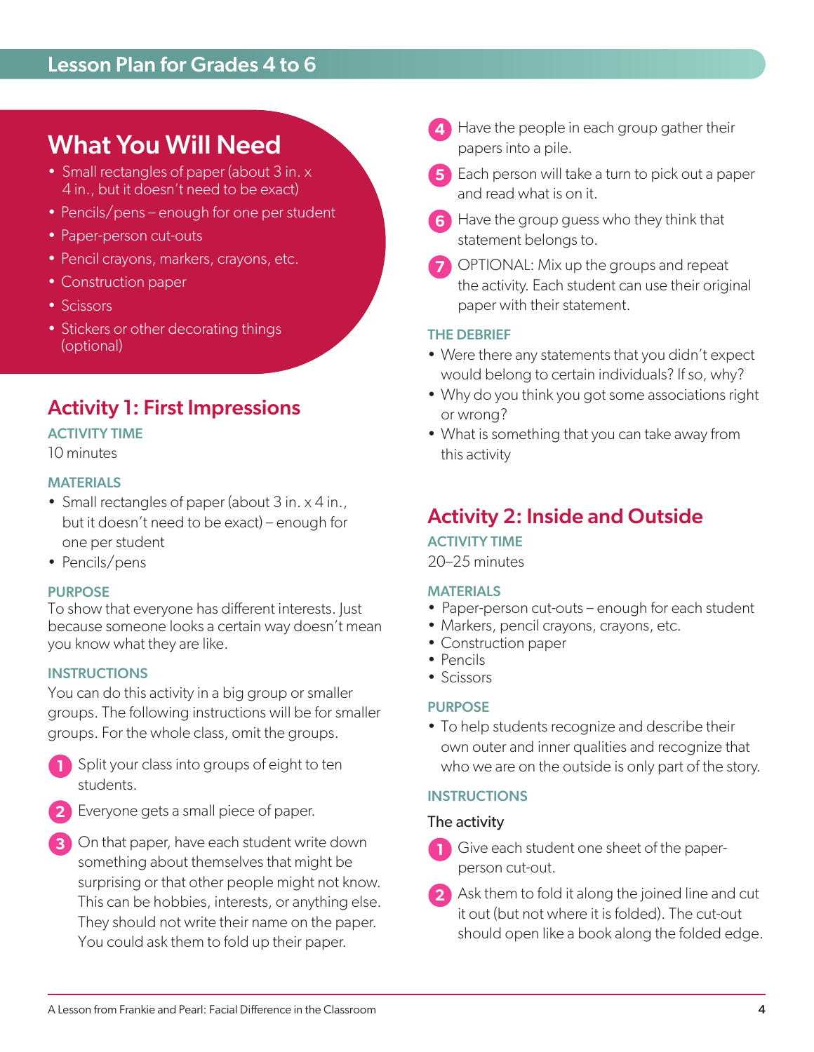## Lesson Plan for Grades 4 to 6

## What You Will Need

- Small rectangles of paper (about 3 in. x 4 in., but it doesn't need to be exact)
- Pencils/pens – enough for one per student
- Paper-person cut-outs
- Pencil crayons, markers, crayons, etc.
- Construction paper
- Scissors
- Stickers or other decorating things (optional)

## Activity 1: First Impressions

### ACTIVITY TIME

10 minutes

### MATERIALS

- Small rectangles of paper (about 3 in. x 4 in., but it doesn't need to be exact) – enough for one per student
- Pencils/pens

### PURPOSE

To show that everyone has different interests. Just because someone looks a certain way doesn't mean you know what they are like.

### INSTRUCTIONS

You can do this activity in a big group or smaller groups. The following instructions will be for smaller groups. For the whole class, omit the groups.

1. Split your class into groups of eight to ten students.
2. Everyone gets a small piece of paper.
3. On that paper, have each student write down something about themselves that might be surprising or that other people might not know. This can be hobbies, interests, or anything else. They should not write their name on the paper. You could ask them to fold up their paper.
4. Have the people in each group gather their papers into a pile.
5. Each person will take a turn to pick out a paper and read what is on it.
6. Have the group guess who they think that statement belongs to.
7. OPTIONAL: Mix up the groups and repeat the activity. Each student can use their original paper with their statement.

### THE DEBRIEF

- Were there any statements that you didn't expect would belong to certain individuals? If so, why?
- Why do you think you got some associations right or wrong?
- What is something that you can take away from this activity

## Activity 2: Inside and Outside

### ACTIVITY TIME

20–25 minutes

### MATERIALS

- Paper-person cut-outs – enough for each student
- Markers, pencil crayons, crayons, etc.
- Construction paper
- Pencils
- Scissors

### PURPOSE

- To help students recognize and describe their own outer and inner qualities and recognize that who we are on the outside is only part of the story.

### INSTRUCTIONS

The activity

1. Give each student one sheet of the paper-person cut-out.
2. Ask them to fold it along the joined line and cut it out (but not where it is folded). The cut-out should open like a book along the folded edge.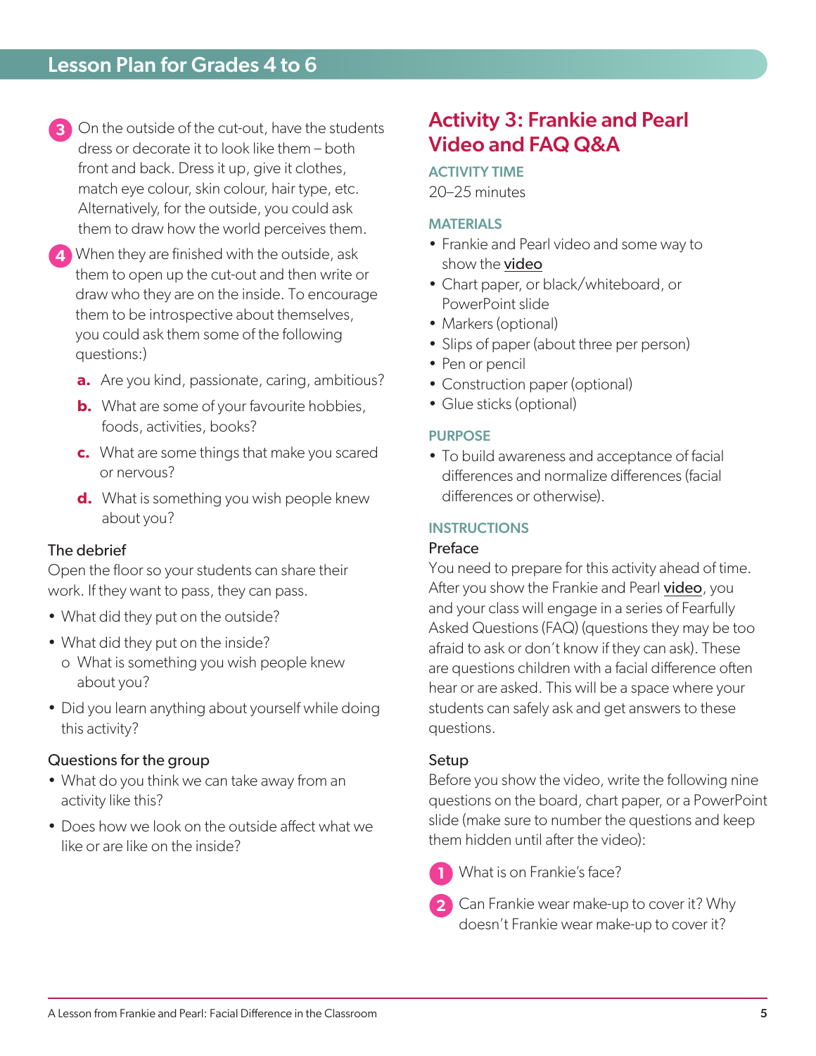3. On the outside of the cut-out, have the students dress or decorate it to look like them – both front and back. Dress it up, give it clothes, match eye colour, skin colour, hair type, etc. Alternatively, for the outside, you could ask them to draw how the world perceives them.

4. When they are finished with the outside, ask them to open up the cut-out and then write or draw who they are on the inside. To encourage them to be introspective about themselves, you could ask them some of the following questions:)

   **a.** Are you kind, passionate, caring, ambitious?

   **b.** What are some of your favourite hobbies, foods, activities, books?

   **c.** What are some things that make you scared or nervous?

   **d.** What is something you wish people knew about you?

### The debrief

Open the floor so your students can share their work. If they want to pass, they can pass.

- What did they put on the outside?
- What did they put on the inside?
  - o What is something you wish people knew about you?
- Did you learn anything about yourself while doing this activity?

### Questions for the group

- What do you think we can take away from an activity like this?
- Does how we look on the outside affect what we like or are like on the inside?

## Activity 3: Frankie and Pearl Video and FAQ Q&A

**ACTIVITY TIME**

20–25 minutes

**MATERIALS**

- Frankie and Pearl video and some way to show the video
- Chart paper, or black/whiteboard, or PowerPoint slide
- Markers (optional)
- Slips of paper (about three per person)
- Pen or pencil
- Construction paper (optional)
- Glue sticks (optional)

**PURPOSE**

- To build awareness and acceptance of facial differences and normalize differences (facial differences or otherwise).

**INSTRUCTIONS**

### Preface

You need to prepare for this activity ahead of time. After you show the Frankie and Pearl video, you and your class will engage in a series of Fearfully Asked Questions (FAQ) (questions they may be too afraid to ask or don't know if they can ask). These are questions children with a facial difference often hear or are asked. This will be a space where your students can safely ask and get answers to these questions.

### Setup

Before you show the video, write the following nine questions on the board, chart paper, or a PowerPoint slide (make sure to number the questions and keep them hidden until after the video):

1. What is on Frankie's face?
2. Can Frankie wear make-up to cover it? Why doesn't Frankie wear make-up to cover it?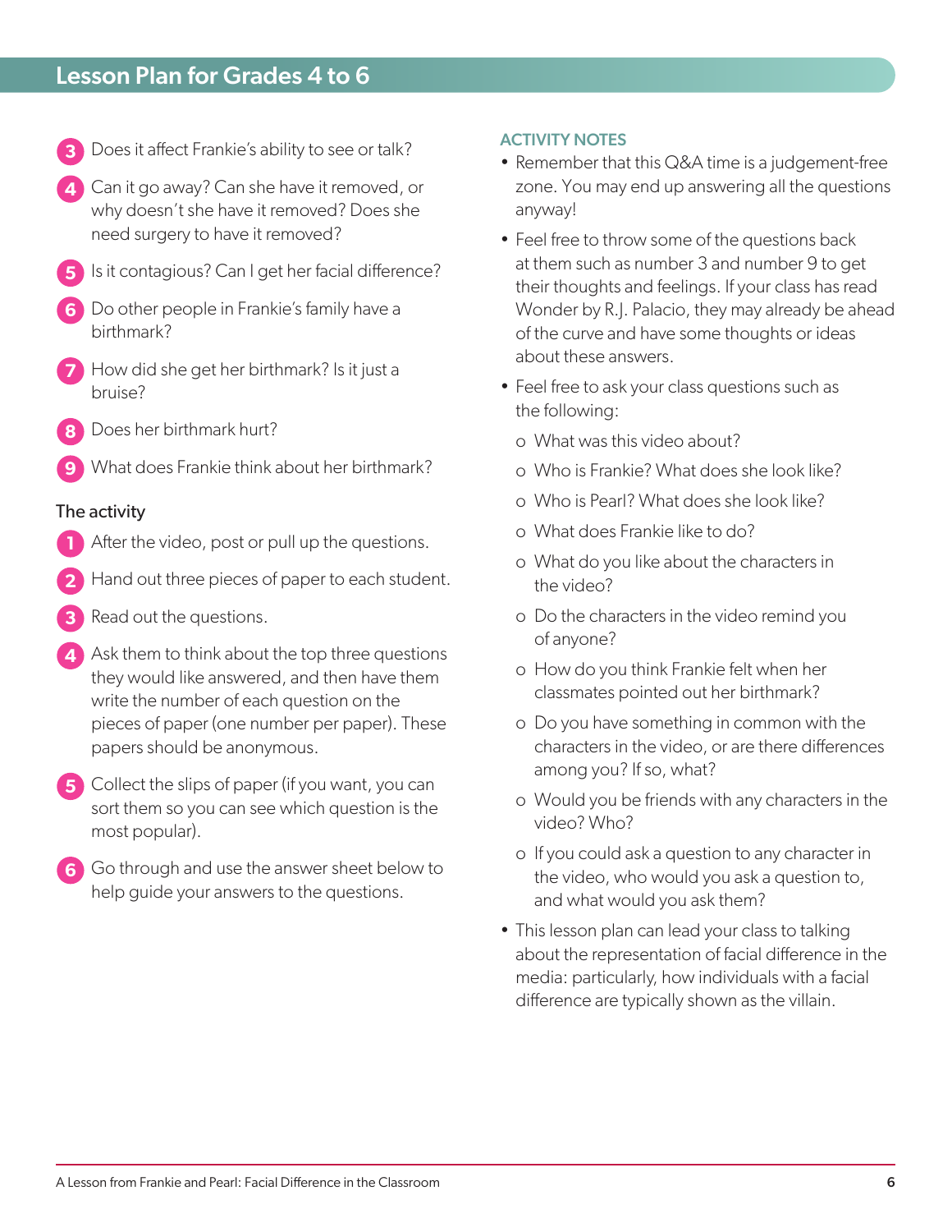## Lesson Plan for Grades 4 to 6

3. Does it affect Frankie's ability to see or talk?
4. Can it go away? Can she have it removed, or why doesn't she have it removed? Does she need surgery to have it removed?
5. Is it contagious? Can I get her facial difference?
6. Do other people in Frankie's family have a birthmark?
7. How did she get her birthmark? Is it just a bruise?
8. Does her birthmark hurt?
9. What does Frankie think about her birthmark?

### The activity

1. After the video, post or pull up the questions.
2. Hand out three pieces of paper to each student.
3. Read out the questions.
4. Ask them to think about the top three questions they would like answered, and then have them write the number of each question on the pieces of paper (one number per paper). These papers should be anonymous.
5. Collect the slips of paper (if you want, you can sort them so you can see which question is the most popular).
6. Go through and use the answer sheet below to help guide your answers to the questions.

### ACTIVITY NOTES

- Remember that this Q&A time is a judgement-free zone. You may end up answering all the questions anyway!
- Feel free to throw some of the questions back at them such as number 3 and number 9 to get their thoughts and feelings. If your class has read Wonder by R.J. Palacio, they may already be ahead of the curve and have some thoughts or ideas about these answers.
- Feel free to ask your class questions such as the following:
  - What was this video about?
  - Who is Frankie? What does she look like?
  - Who is Pearl? What does she look like?
  - What does Frankie like to do?
  - What do you like about the characters in the video?
  - Do the characters in the video remind you of anyone?
  - How do you think Frankie felt when her classmates pointed out her birthmark?
  - Do you have something in common with the characters in the video, or are there differences among you? If so, what?
  - Would you be friends with any characters in the video? Who?
  - If you could ask a question to any character in the video, who would you ask a question to, and what would you ask them?
- This lesson plan can lead your class to talking about the representation of facial difference in the media: particularly, how individuals with a facial difference are typically shown as the villain.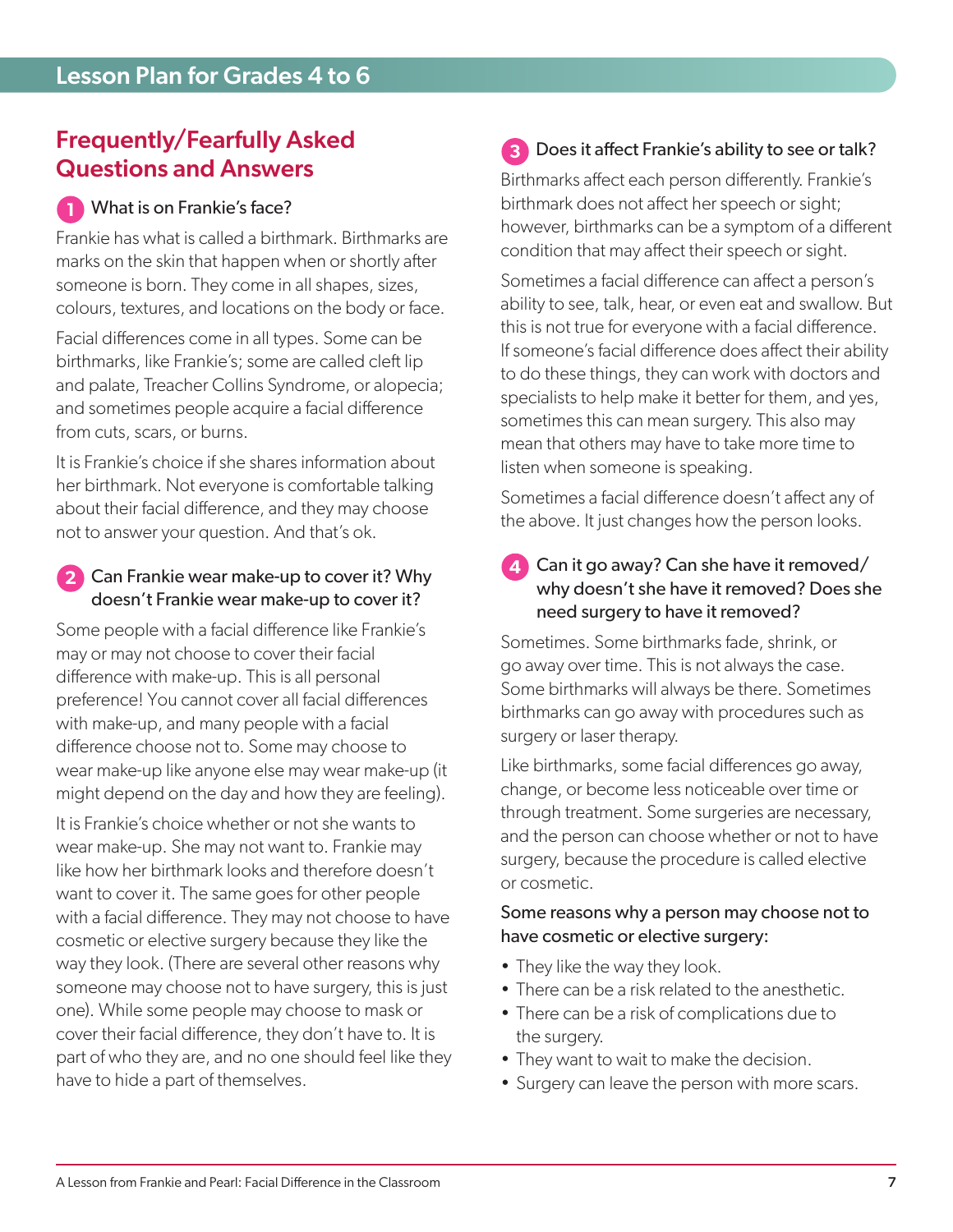## Frequently/Fearfully Asked Questions and Answers

### 1 What is on Frankie's face?

Frankie has what is called a birthmark. Birthmarks are marks on the skin that happen when or shortly after someone is born. They come in all shapes, sizes, colours, textures, and locations on the body or face.

Facial differences come in all types. Some can be birthmarks, like Frankie's; some are called cleft lip and palate, Treacher Collins Syndrome, or alopecia; and sometimes people acquire a facial difference from cuts, scars, or burns.

It is Frankie's choice if she shares information about her birthmark. Not everyone is comfortable talking about their facial difference, and they may choose not to answer your question. And that's ok.

### 2 Can Frankie wear make-up to cover it? Why doesn't Frankie wear make-up to cover it?

Some people with a facial difference like Frankie's may or may not choose to cover their facial difference with make-up. This is all personal preference! You cannot cover all facial differences with make-up, and many people with a facial difference choose not to. Some may choose to wear make-up like anyone else may wear make-up (it might depend on the day and how they are feeling).

It is Frankie's choice whether or not she wants to wear make-up. She may not want to. Frankie may like how her birthmark looks and therefore doesn't want to cover it. The same goes for other people with a facial difference. They may not choose to have cosmetic or elective surgery because they like the way they look. (There are several other reasons why someone may choose not to have surgery, this is just one). While some people may choose to mask or cover their facial difference, they don't have to. It is part of who they are, and no one should feel like they have to hide a part of themselves.

### 3 Does it affect Frankie's ability to see or talk?

Birthmarks affect each person differently. Frankie's birthmark does not affect her speech or sight; however, birthmarks can be a symptom of a different condition that may affect their speech or sight.

Sometimes a facial difference can affect a person's ability to see, talk, hear, or even eat and swallow. But this is not true for everyone with a facial difference. If someone's facial difference does affect their ability to do these things, they can work with doctors and specialists to help make it better for them, and yes, sometimes this can mean surgery. This also may mean that others may have to take more time to listen when someone is speaking.

Sometimes a facial difference doesn't affect any of the above. It just changes how the person looks.

### 4 Can it go away? Can she have it removed/why doesn't she have it removed? Does she need surgery to have it removed?

Sometimes. Some birthmarks fade, shrink, or go away over time. This is not always the case. Some birthmarks will always be there. Sometimes birthmarks can go away with procedures such as surgery or laser therapy.

Like birthmarks, some facial differences go away, change, or become less noticeable over time or through treatment. Some surgeries are necessary, and the person can choose whether or not to have surgery, because the procedure is called elective or cosmetic.

Some reasons why a person may choose not to have cosmetic or elective surgery:

- They like the way they look.
- There can be a risk related to the anesthetic.
- There can be a risk of complications due to the surgery.
- They want to wait to make the decision.
- Surgery can leave the person with more scars.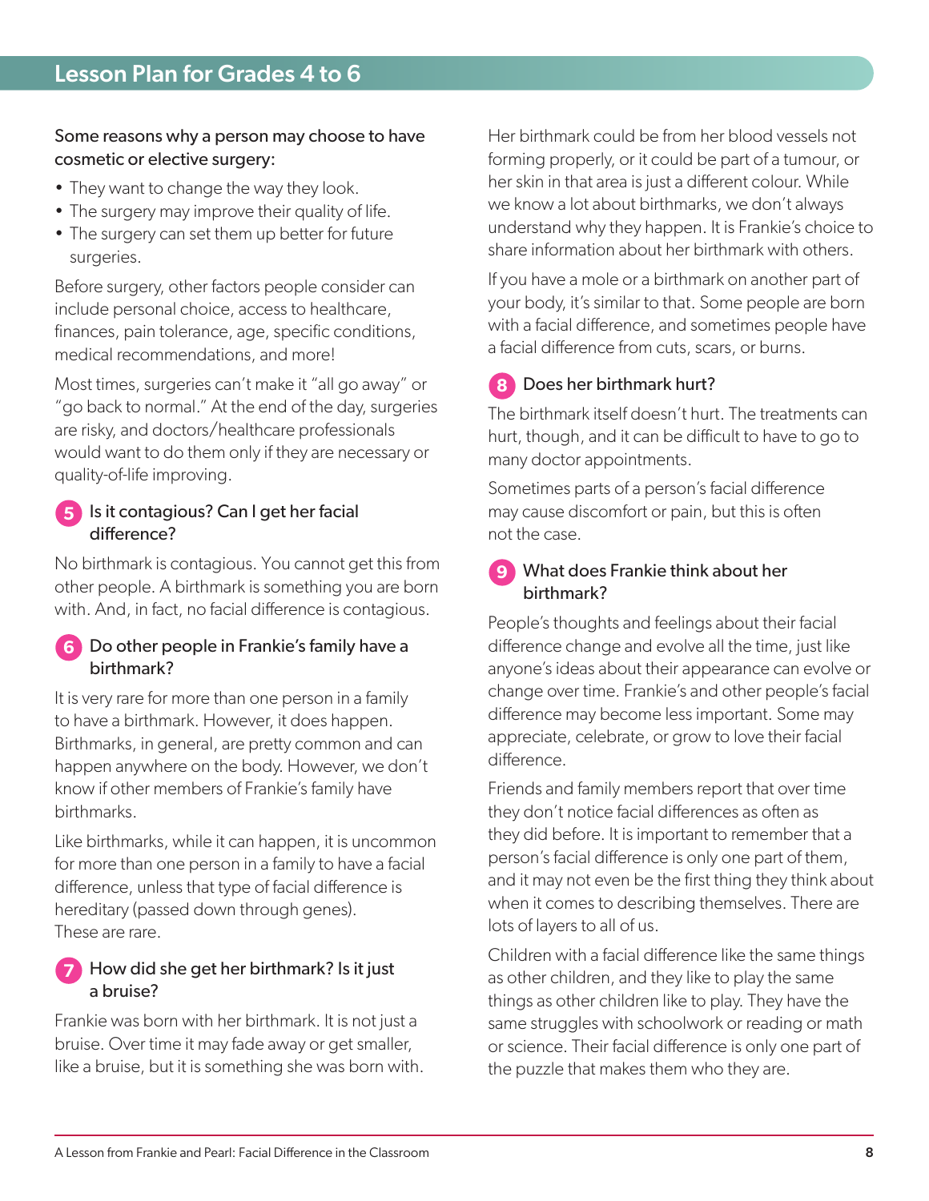Some reasons why a person may choose to have cosmetic or elective surgery:

- They want to change the way they look.
- The surgery may improve their quality of life.
- The surgery can set them up better for future surgeries.

Before surgery, other factors people consider can include personal choice, access to healthcare, finances, pain tolerance, age, specific conditions, medical recommendations, and more!

Most times, surgeries can't make it "all go away" or "go back to normal." At the end of the day, surgeries are risky, and doctors/healthcare professionals would want to do them only if they are necessary or quality-of-life improving.

### 5 Is it contagious? Can I get her facial difference?

No birthmark is contagious. You cannot get this from other people. A birthmark is something you are born with. And, in fact, no facial difference is contagious.

### 6 Do other people in Frankie's family have a birthmark?

It is very rare for more than one person in a family to have a birthmark. However, it does happen. Birthmarks, in general, are pretty common and can happen anywhere on the body. However, we don't know if other members of Frankie's family have birthmarks.

Like birthmarks, while it can happen, it is uncommon for more than one person in a family to have a facial difference, unless that type of facial difference is hereditary (passed down through genes). These are rare.

### 7 How did she get her birthmark? Is it just a bruise?

Frankie was born with her birthmark. It is not just a bruise. Over time it may fade away or get smaller, like a bruise, but it is something she was born with. Her birthmark could be from her blood vessels not forming properly, or it could be part of a tumour, or her skin in that area is just a different colour. While we know a lot about birthmarks, we don't always understand why they happen. It is Frankie's choice to share information about her birthmark with others.

If you have a mole or a birthmark on another part of your body, it's similar to that. Some people are born with a facial difference, and sometimes people have a facial difference from cuts, scars, or burns.

### 8 Does her birthmark hurt?

The birthmark itself doesn't hurt. The treatments can hurt, though, and it can be difficult to have to go to many doctor appointments.

Sometimes parts of a person's facial difference may cause discomfort or pain, but this is often not the case.

### 9 What does Frankie think about her birthmark?

People's thoughts and feelings about their facial difference change and evolve all the time, just like anyone's ideas about their appearance can evolve or change over time. Frankie's and other people's facial difference may become less important. Some may appreciate, celebrate, or grow to love their facial difference.

Friends and family members report that over time they don't notice facial differences as often as they did before. It is important to remember that a person's facial difference is only one part of them, and it may not even be the first thing they think about when it comes to describing themselves. There are lots of layers to all of us.

Children with a facial difference like the same things as other children, and they like to play the same things as other children like to play. They have the same struggles with schoolwork or reading or math or science. Their facial difference is only one part of the puzzle that makes them who they are.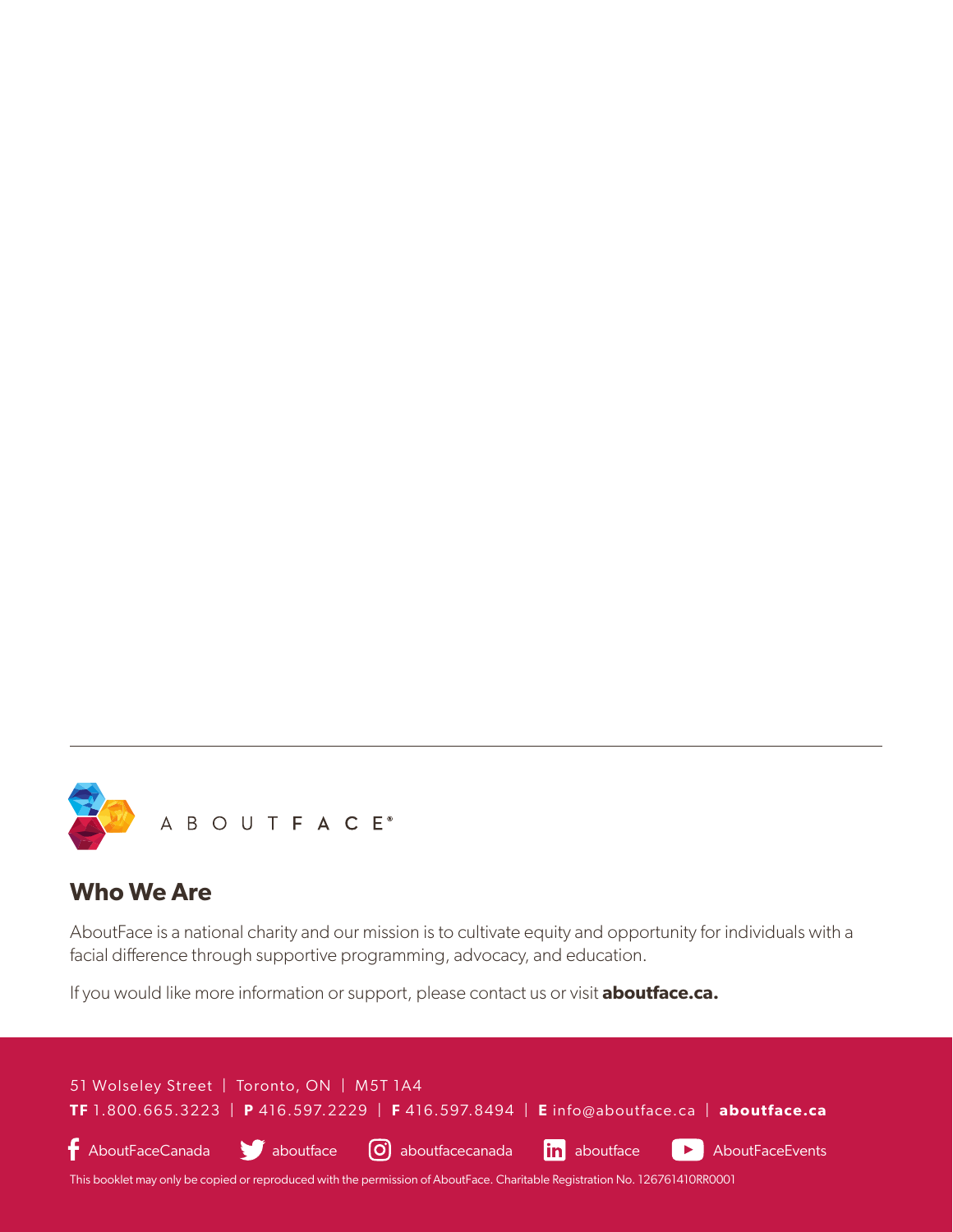ABOUTFACE®

## Who We Are

AboutFace is a national charity and our mission is to cultivate equity and opportunity for individuals with a facial difference through supportive programming, advocacy, and education.

If you would like more information or support, please contact us or visit **aboutface.ca.**

51 Wolseley Street | Toronto, ON | M5T 1A4

**TF** 1.800.665.3223 | **P** 416.597.2229 | **F** 416.597.8494 | **E** info@aboutface.ca | **aboutface.ca**

AboutFaceCanada | aboutface | aboutfacecanada | aboutface | AboutFaceEvents

This booklet may only be copied or reproduced with the permission of AboutFace. Charitable Registration No. 126761410RR0001